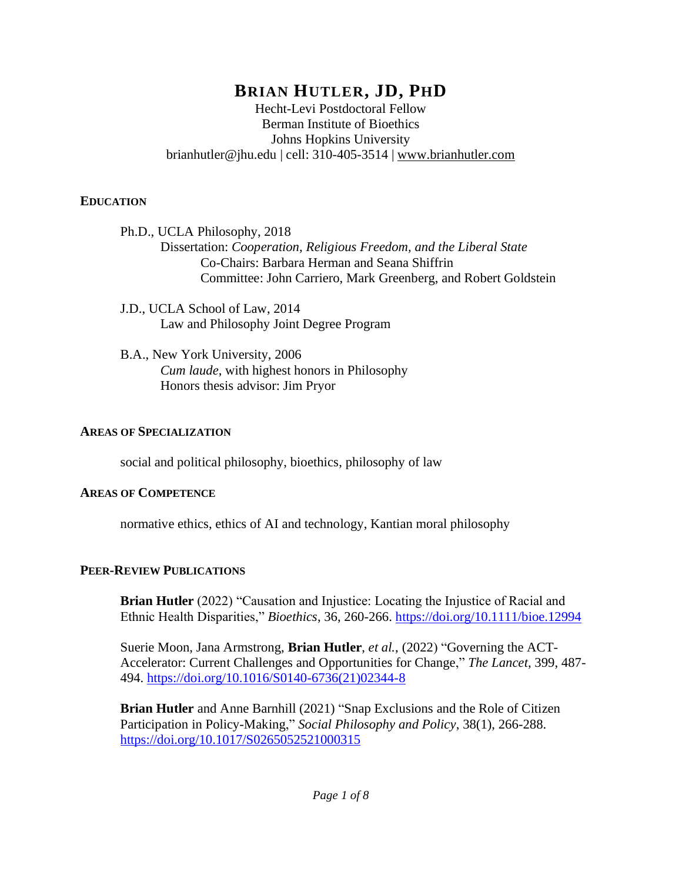# BRIAN HUTLER, JD, PHD

Hecht-Levi Postdoctoral Fellow
Berman Institute of Bioethics
Johns Hopkins University
brianhutler@jhu.edu | cell: 310-405-3514 | www.brianhutler.com

## EDUCATION

Ph.D., UCLA Philosophy, 2018
Dissertation: *Cooperation, Religious Freedom, and the Liberal State*
Co-Chairs: Barbara Herman and Seana Shiffrin
Committee: John Carriero, Mark Greenberg, and Robert Goldstein

J.D., UCLA School of Law, 2014
Law and Philosophy Joint Degree Program

B.A., New York University, 2006
*Cum laude*, with highest honors in Philosophy
Honors thesis advisor: Jim Pryor

## AREAS OF SPECIALIZATION

social and political philosophy, bioethics, philosophy of law

## AREAS OF COMPETENCE

normative ethics, ethics of AI and technology, Kantian moral philosophy

## PEER-REVIEW PUBLICATIONS

**Brian Hutler** (2022) "Causation and Injustice: Locating the Injustice of Racial and Ethnic Health Disparities," *Bioethics*, 36, 260-266. https://doi.org/10.1111/bioe.12994

Suerie Moon, Jana Armstrong, **Brian Hutler**, *et al.*, (2022) "Governing the ACT-Accelerator: Current Challenges and Opportunities for Change," *The Lancet*, 399, 487-494. https://doi.org/10.1016/S0140-6736(21)02344-8

**Brian Hutler** and Anne Barnhill (2021) "Snap Exclusions and the Role of Citizen Participation in Policy-Making," *Social Philosophy and Policy*, 38(1), 266-288. https://doi.org/10.1017/S0265052521000315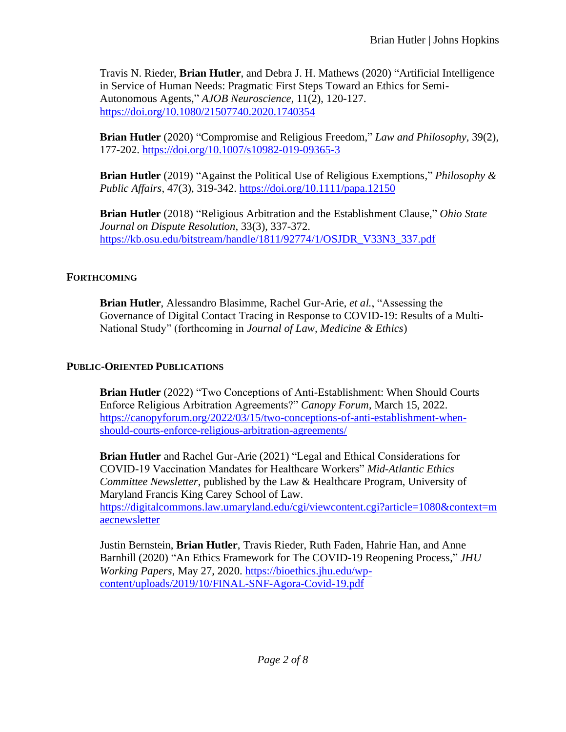Travis N. Rieder, **Brian Hutler**, and Debra J. H. Mathews (2020) "Artificial Intelligence in Service of Human Needs: Pragmatic First Steps Toward an Ethics for Semi-Autonomous Agents," *AJOB Neuroscience*, 11(2), 120-127. https://doi.org/10.1080/21507740.2020.1740354

**Brian Hutler** (2020) "Compromise and Religious Freedom," *Law and Philosophy*, 39(2), 177-202. https://doi.org/10.1007/s10982-019-09365-3

**Brian Hutler** (2019) "Against the Political Use of Religious Exemptions," *Philosophy & Public Affairs*, 47(3), 319-342. https://doi.org/10.1111/papa.12150

**Brian Hutler** (2018) "Religious Arbitration and the Establishment Clause," *Ohio State Journal on Dispute Resolution*, 33(3), 337-372. https://kb.osu.edu/bitstream/handle/1811/92774/1/OSJDR_V33N3_337.pdf

## FORTHCOMING

**Brian Hutler**, Alessandro Blasimme, Rachel Gur-Arie, *et al.*, "Assessing the Governance of Digital Contact Tracing in Response to COVID-19: Results of a Multi-National Study" (forthcoming in *Journal of Law, Medicine & Ethics*)

## PUBLIC-ORIENTED PUBLICATIONS

**Brian Hutler** (2022) "Two Conceptions of Anti-Establishment: When Should Courts Enforce Religious Arbitration Agreements?" *Canopy Forum*, March 15, 2022. https://canopyforum.org/2022/03/15/two-conceptions-of-anti-establishment-when-should-courts-enforce-religious-arbitration-agreements/

**Brian Hutler** and Rachel Gur-Arie (2021) "Legal and Ethical Considerations for COVID-19 Vaccination Mandates for Healthcare Workers" *Mid-Atlantic Ethics Committee Newsletter*, published by the Law & Healthcare Program, University of Maryland Francis King Carey School of Law. https://digitalcommons.law.umaryland.edu/cgi/viewcontent.cgi?article=1080&context=maecnewsletter

Justin Bernstein, **Brian Hutler**, Travis Rieder, Ruth Faden, Hahrie Han, and Anne Barnhill (2020) "An Ethics Framework for The COVID-19 Reopening Process," *JHU Working Papers*, May 27, 2020. https://bioethics.jhu.edu/wp-content/uploads/2019/10/FINAL-SNF-Agora-Covid-19.pdf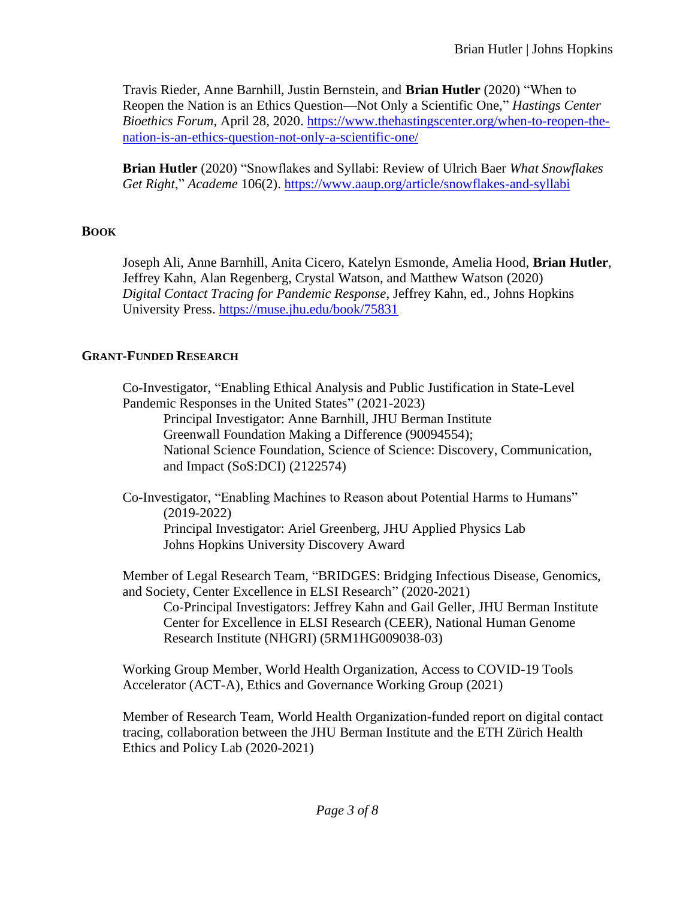Travis Rieder, Anne Barnhill, Justin Bernstein, and **Brian Hutler** (2020) "When to Reopen the Nation is an Ethics Question—Not Only a Scientific One," *Hastings Center Bioethics Forum*, April 28, 2020. https://www.thehastingscenter.org/when-to-reopen-the-nation-is-an-ethics-question-not-only-a-scientific-one/

**Brian Hutler** (2020) "Snowflakes and Syllabi: Review of Ulrich Baer *What Snowflakes Get Right*," *Academe* 106(2). https://www.aaup.org/article/snowflakes-and-syllabi

## BOOK

Joseph Ali, Anne Barnhill, Anita Cicero, Katelyn Esmonde, Amelia Hood, **Brian Hutler**, Jeffrey Kahn, Alan Regenberg, Crystal Watson, and Matthew Watson (2020) *Digital Contact Tracing for Pandemic Response*, Jeffrey Kahn, ed., Johns Hopkins University Press. https://muse.jhu.edu/book/75831

## GRANT-FUNDED RESEARCH

Co-Investigator, "Enabling Ethical Analysis and Public Justification in State-Level Pandemic Responses in the United States" (2021-2023)
Principal Investigator: Anne Barnhill, JHU Berman Institute
Greenwall Foundation Making a Difference (90094554);
National Science Foundation, Science of Science: Discovery, Communication, and Impact (SoS:DCI) (2122574)

Co-Investigator, "Enabling Machines to Reason about Potential Harms to Humans" (2019-2022)
Principal Investigator: Ariel Greenberg, JHU Applied Physics Lab
Johns Hopkins University Discovery Award

Member of Legal Research Team, "BRIDGES: Bridging Infectious Disease, Genomics, and Society, Center Excellence in ELSI Research" (2020-2021)
Co-Principal Investigators: Jeffrey Kahn and Gail Geller, JHU Berman Institute
Center for Excellence in ELSI Research (CEER), National Human Genome Research Institute (NHGRI) (5RM1HG009038-03)

Working Group Member, World Health Organization, Access to COVID-19 Tools Accelerator (ACT-A), Ethics and Governance Working Group (2021)

Member of Research Team, World Health Organization-funded report on digital contact tracing, collaboration between the JHU Berman Institute and the ETH Zürich Health Ethics and Policy Lab (2020-2021)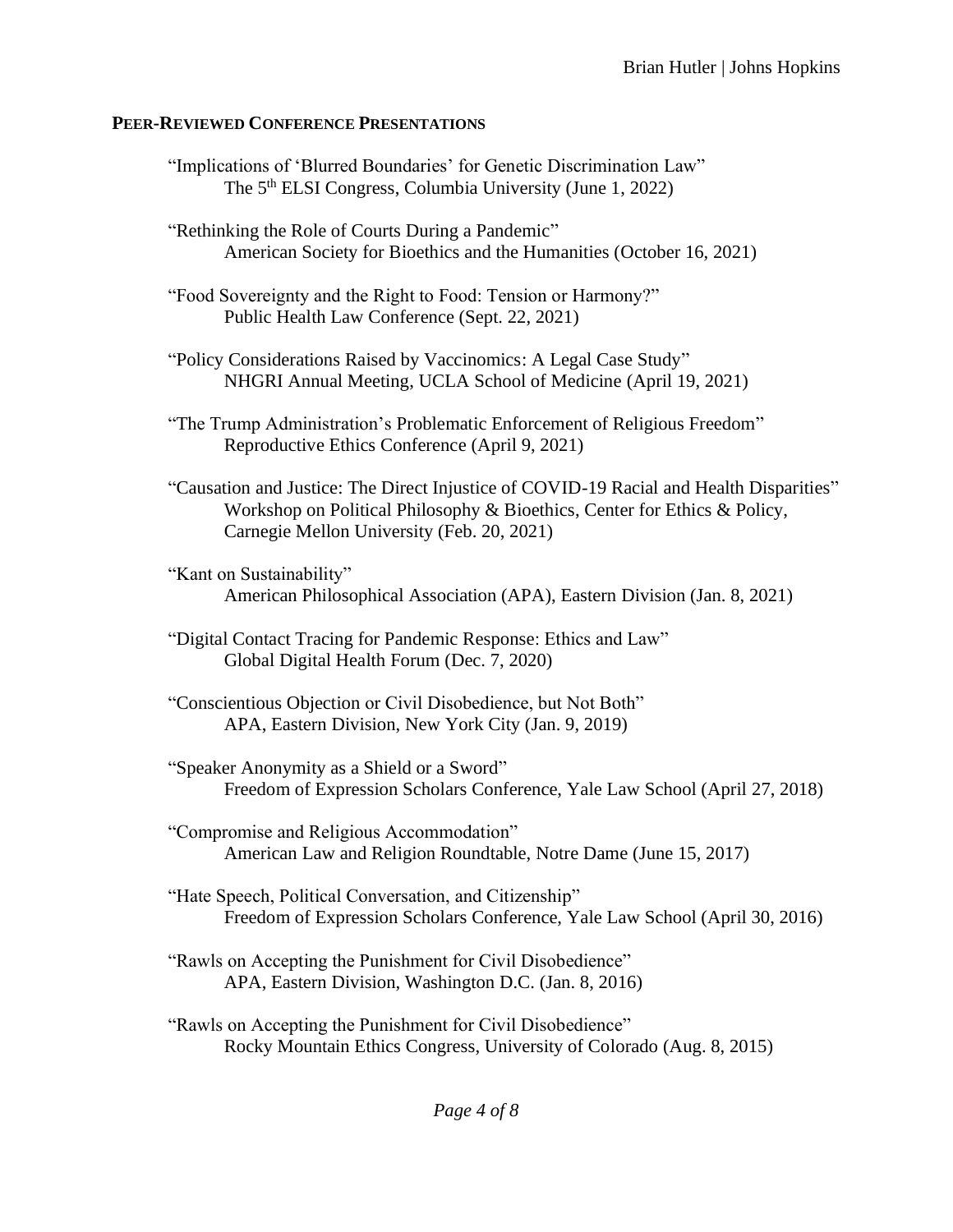## PEER-REVIEWED CONFERENCE PRESENTATIONS

"Implications of 'Blurred Boundaries' for Genetic Discrimination Law"
The 5th ELSI Congress, Columbia University (June 1, 2022)

"Rethinking the Role of Courts During a Pandemic"
American Society for Bioethics and the Humanities (October 16, 2021)

"Food Sovereignty and the Right to Food: Tension or Harmony?"
Public Health Law Conference (Sept. 22, 2021)

"Policy Considerations Raised by Vaccinomics: A Legal Case Study"
NHGRI Annual Meeting, UCLA School of Medicine (April 19, 2021)

"The Trump Administration's Problematic Enforcement of Religious Freedom"
Reproductive Ethics Conference (April 9, 2021)

"Causation and Justice: The Direct Injustice of COVID-19 Racial and Health Disparities"
Workshop on Political Philosophy & Bioethics, Center for Ethics & Policy, Carnegie Mellon University (Feb. 20, 2021)

"Kant on Sustainability"
American Philosophical Association (APA), Eastern Division (Jan. 8, 2021)

"Digital Contact Tracing for Pandemic Response: Ethics and Law"
Global Digital Health Forum (Dec. 7, 2020)

"Conscientious Objection or Civil Disobedience, but Not Both"
APA, Eastern Division, New York City (Jan. 9, 2019)

"Speaker Anonymity as a Shield or a Sword"
Freedom of Expression Scholars Conference, Yale Law School (April 27, 2018)

"Compromise and Religious Accommodation"
American Law and Religion Roundtable, Notre Dame (June 15, 2017)

"Hate Speech, Political Conversation, and Citizenship"
Freedom of Expression Scholars Conference, Yale Law School (April 30, 2016)

"Rawls on Accepting the Punishment for Civil Disobedience"
APA, Eastern Division, Washington D.C. (Jan. 8, 2016)

"Rawls on Accepting the Punishment for Civil Disobedience"
Rocky Mountain Ethics Congress, University of Colorado (Aug. 8, 2015)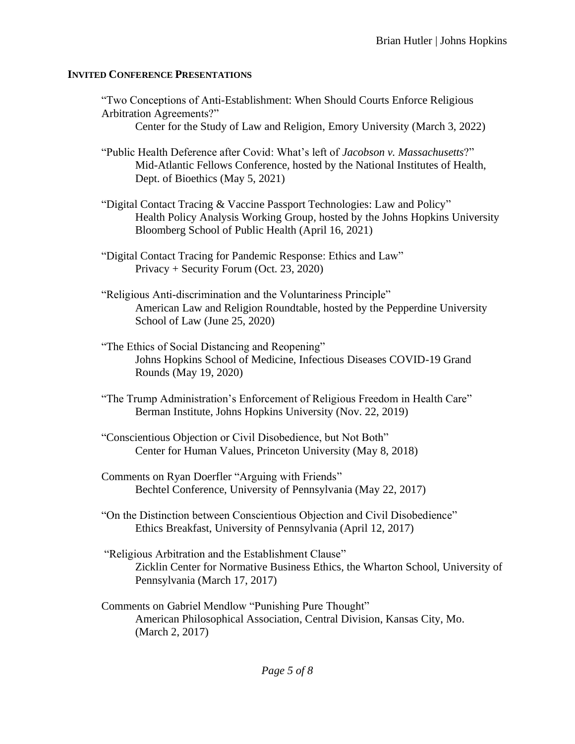## INVITED CONFERENCE PRESENTATIONS

"Two Conceptions of Anti-Establishment: When Should Courts Enforce Religious Arbitration Agreements?"
Center for the Study of Law and Religion, Emory University (March 3, 2022)

"Public Health Deference after Covid: What's left of *Jacobson v. Massachusetts*?"
Mid-Atlantic Fellows Conference, hosted by the National Institutes of Health, Dept. of Bioethics (May 5, 2021)

"Digital Contact Tracing & Vaccine Passport Technologies: Law and Policy"
Health Policy Analysis Working Group, hosted by the Johns Hopkins University Bloomberg School of Public Health (April 16, 2021)

"Digital Contact Tracing for Pandemic Response: Ethics and Law"
Privacy + Security Forum (Oct. 23, 2020)

"Religious Anti-discrimination and the Voluntariness Principle"
American Law and Religion Roundtable, hosted by the Pepperdine University School of Law (June 25, 2020)

"The Ethics of Social Distancing and Reopening"
Johns Hopkins School of Medicine, Infectious Diseases COVID-19 Grand Rounds (May 19, 2020)

"The Trump Administration's Enforcement of Religious Freedom in Health Care"
Berman Institute, Johns Hopkins University (Nov. 22, 2019)

"Conscientious Objection or Civil Disobedience, but Not Both"
Center for Human Values, Princeton University (May 8, 2018)

Comments on Ryan Doerfler "Arguing with Friends"
Bechtel Conference, University of Pennsylvania (May 22, 2017)

"On the Distinction between Conscientious Objection and Civil Disobedience"
Ethics Breakfast, University of Pennsylvania (April 12, 2017)

"Religious Arbitration and the Establishment Clause"
Zicklin Center for Normative Business Ethics, the Wharton School, University of Pennsylvania (March 17, 2017)

Comments on Gabriel Mendlow "Punishing Pure Thought"
American Philosophical Association, Central Division, Kansas City, Mo. (March 2, 2017)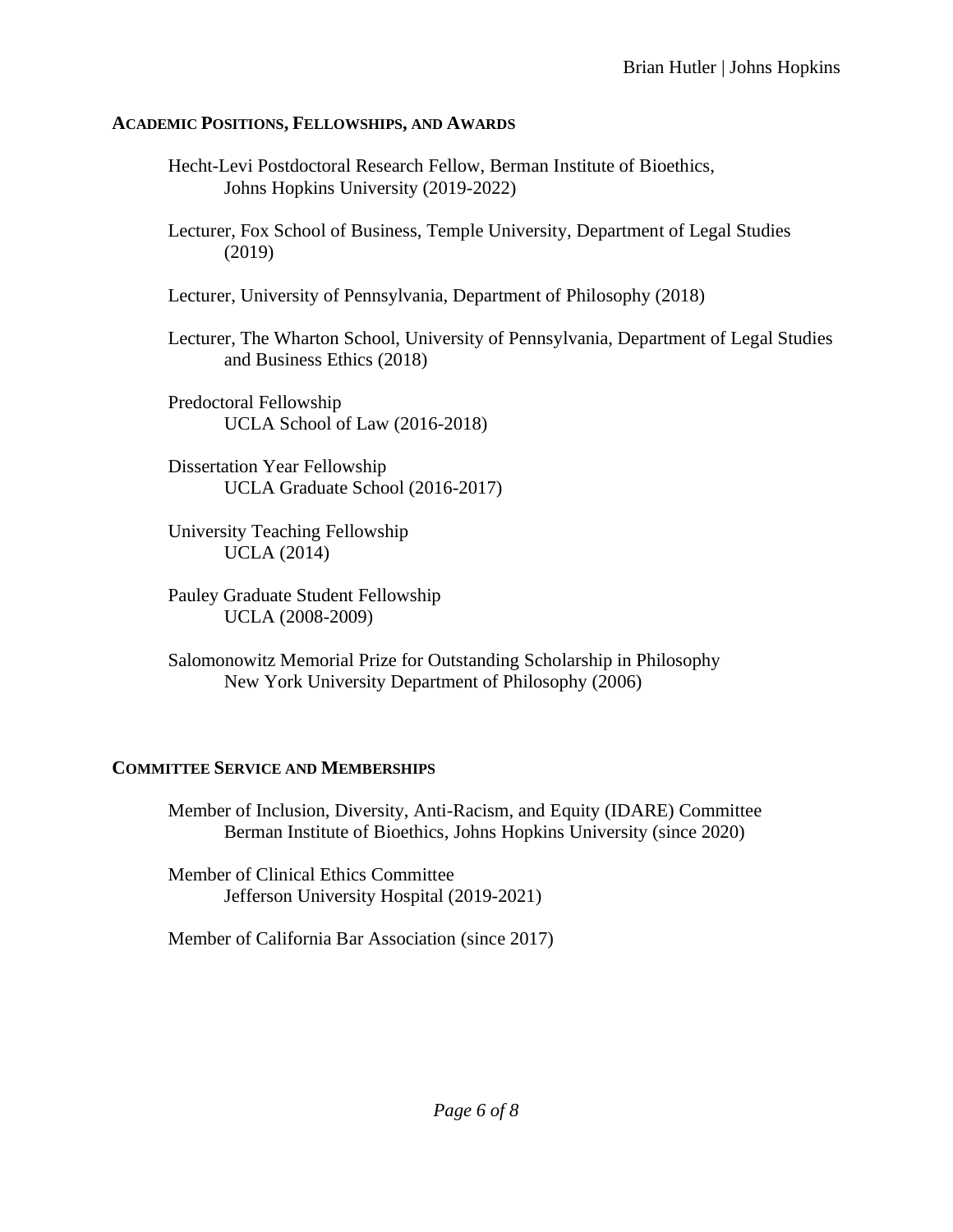## Academic Positions, Fellowships, and Awards

Hecht-Levi Postdoctoral Research Fellow, Berman Institute of Bioethics,
Johns Hopkins University (2019-2022)

Lecturer, Fox School of Business, Temple University, Department of Legal Studies (2019)

Lecturer, University of Pennsylvania, Department of Philosophy (2018)

Lecturer, The Wharton School, University of Pennsylvania, Department of Legal Studies and Business Ethics (2018)

Predoctoral Fellowship
UCLA School of Law (2016-2018)

Dissertation Year Fellowship
UCLA Graduate School (2016-2017)

University Teaching Fellowship
UCLA (2014)

Pauley Graduate Student Fellowship
UCLA (2008-2009)

Salomonowitz Memorial Prize for Outstanding Scholarship in Philosophy
New York University Department of Philosophy (2006)

## Committee Service and Memberships

Member of Inclusion, Diversity, Anti-Racism, and Equity (IDARE) Committee
Berman Institute of Bioethics, Johns Hopkins University (since 2020)

Member of Clinical Ethics Committee
Jefferson University Hospital (2019-2021)

Member of California Bar Association (since 2017)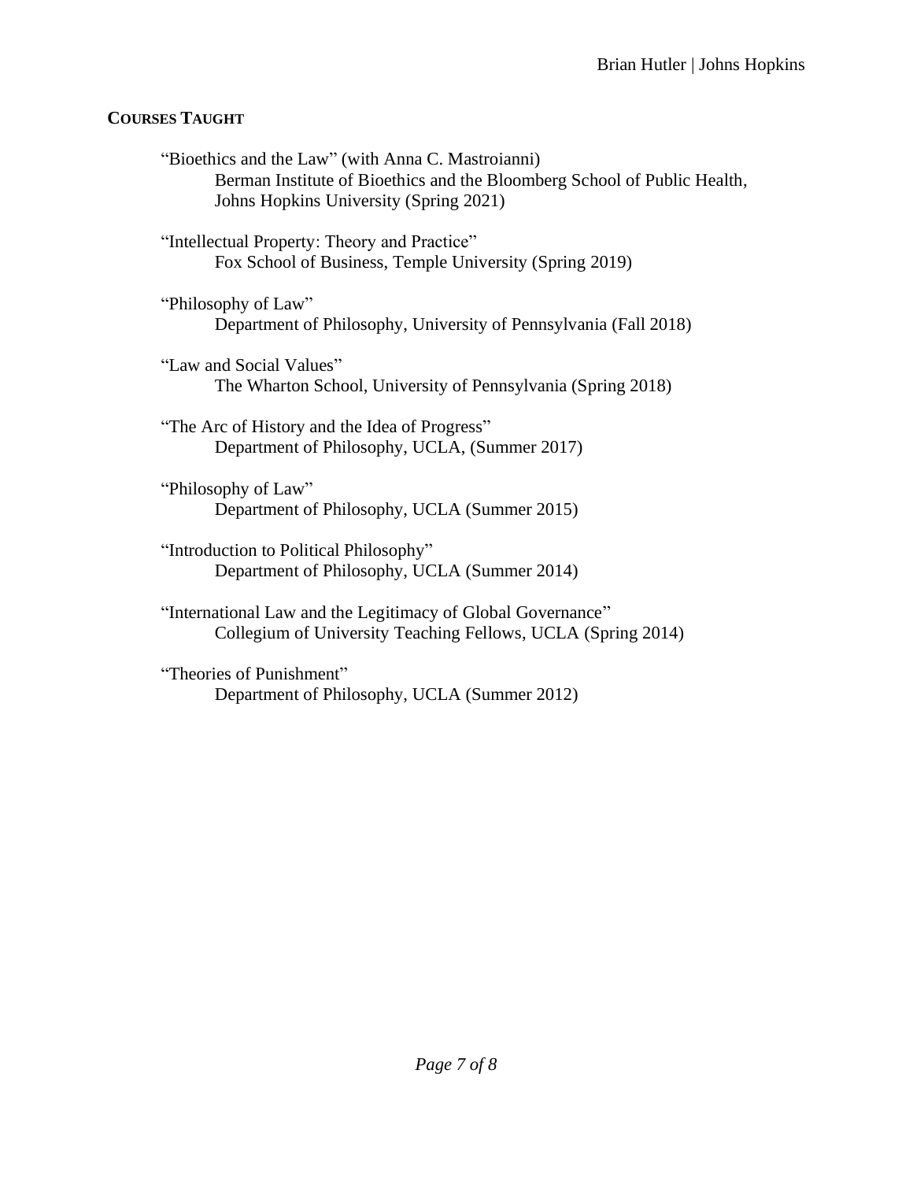## COURSES TAUGHT

"Bioethics and the Law" (with Anna C. Mastroianni)
Berman Institute of Bioethics and the Bloomberg School of Public Health, Johns Hopkins University (Spring 2021)

"Intellectual Property: Theory and Practice"
Fox School of Business, Temple University (Spring 2019)

"Philosophy of Law"
Department of Philosophy, University of Pennsylvania (Fall 2018)

"Law and Social Values"
The Wharton School, University of Pennsylvania (Spring 2018)

"The Arc of History and the Idea of Progress"
Department of Philosophy, UCLA, (Summer 2017)

"Philosophy of Law"
Department of Philosophy, UCLA (Summer 2015)

"Introduction to Political Philosophy"
Department of Philosophy, UCLA (Summer 2014)

"International Law and the Legitimacy of Global Governance"
Collegium of University Teaching Fellows, UCLA (Spring 2014)

"Theories of Punishment"
Department of Philosophy, UCLA (Summer 2012)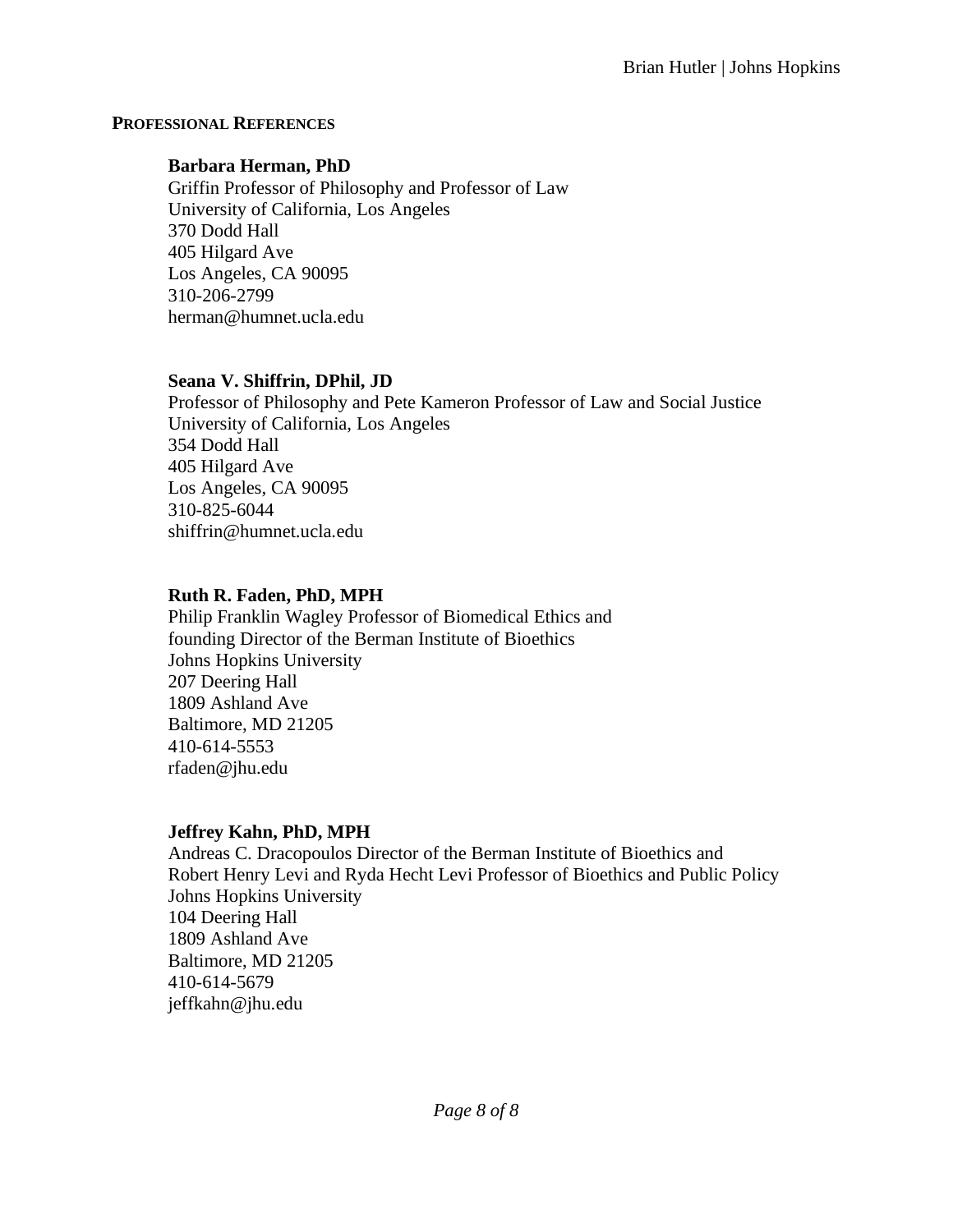**PROFESSIONAL REFERENCES**

**Barbara Herman, PhD**
Griffin Professor of Philosophy and Professor of Law
University of California, Los Angeles
370 Dodd Hall
405 Hilgard Ave
Los Angeles, CA 90095
310-206-2799
herman@humnet.ucla.edu

**Seana V. Shiffrin, DPhil, JD**
Professor of Philosophy and Pete Kameron Professor of Law and Social Justice
University of California, Los Angeles
354 Dodd Hall
405 Hilgard Ave
Los Angeles, CA 90095
310-825-6044
shiffrin@humnet.ucla.edu

**Ruth R. Faden, PhD, MPH**
Philip Franklin Wagley Professor of Biomedical Ethics and
founding Director of the Berman Institute of Bioethics
Johns Hopkins University
207 Deering Hall
1809 Ashland Ave
Baltimore, MD 21205
410-614-5553
rfaden@jhu.edu

**Jeffrey Kahn, PhD, MPH**
Andreas C. Dracopoulos Director of the Berman Institute of Bioethics and
Robert Henry Levi and Ryda Hecht Levi Professor of Bioethics and Public Policy
Johns Hopkins University
104 Deering Hall
1809 Ashland Ave
Baltimore, MD 21205
410-614-5679
jeffkahn@jhu.edu